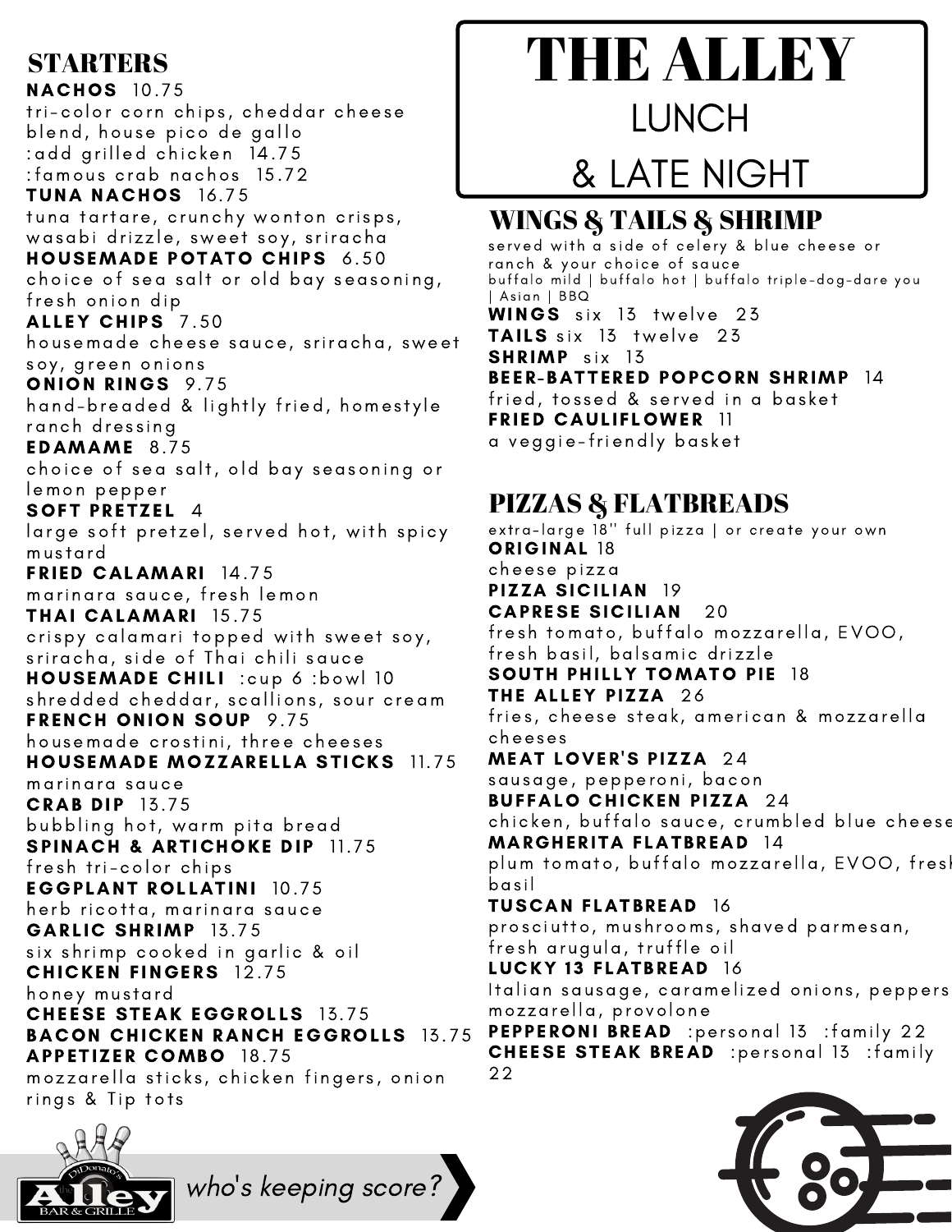# THE ALLEY
## LUNCH
## & LATE NIGHT

## STARTERS

**NACHOS** 10.75
tri-color corn chips, cheddar cheese blend, house pico de gallo
:add grilled chicken 14.75
:famous crab nachos 15.72

**TUNA NACHOS** 16.75
tuna tartare, crunchy wonton crisps, wasabi drizzle, sweet soy, sriracha

**HOUSEMADE POTATO CHIPS** 6.50
choice of sea salt or old bay seasoning, fresh onion dip

**ALLEY CHIPS** 7.50
housemade cheese sauce, sriracha, sweet soy, green onions

**ONION RINGS** 9.75
hand-breaded & lightly fried, homestyle ranch dressing

**EDAMAME** 8.75
choice of sea salt, old bay seasoning or lemon pepper

**SOFT PRETZEL** 4
large soft pretzel, served hot, with spicy mustard

**FRIED CALAMARI** 14.75
marinara sauce, fresh lemon

**THAI CALAMARI** 15.75
crispy calamari topped with sweet soy, sriracha, side of Thai chili sauce

**HOUSEMADE CHILI** :cup 6 :bowl 10
shredded cheddar, scallions, sour cream

**FRENCH ONION SOUP** 9.75
housemade crostini, three cheeses

**HOUSEMADE MOZZARELLA STICKS** 11.75
marinara sauce

**CRAB DIP** 13.75
bubbling hot, warm pita bread

**SPINACH & ARTICHOKE DIP** 11.75
fresh tri-color chips

**EGGPLANT ROLLATINI** 10.75
herb ricotta, marinara sauce

**GARLIC SHRIMP** 13.75
six shrimp cooked in garlic & oil

**CHICKEN FINGERS** 12.75
honey mustard

**CHEESE STEAK EGGROLLS** 13.75

**BACON CHICKEN RANCH EGGROLLS** 13.75

**APPETIZER COMBO** 18.75
mozzarella sticks, chicken fingers, onion rings & Tip tots

## WINGS & TAILS & SHRIMP

served with a side of celery & blue cheese or ranch & your choice of sauce
buffalo mild | buffalo hot | buffalo triple-dog-dare you | Asian | BBQ

**WINGS** six 13 twelve 23

**TAILS** six 13 twelve 23

**SHRIMP** six 13

**BEER-BATTERED POPCORN SHRIMP** 14
fried, tossed & served in a basket

**FRIED CAULIFLOWER** 11
a veggie-friendly basket

## PIZZAS & FLATBREADS

extra-large 18" full pizza | or create your own

**ORIGINAL** 18
cheese pizza

**PIZZA SICILIAN** 19

**CAPRESE SICILIAN** 20
fresh tomato, buffalo mozzarella, EVOO, fresh basil, balsamic drizzle

**SOUTH PHILLY TOMATO PIE** 18

**THE ALLEY PIZZA** 26
fries, cheese steak, american & mozzarella cheeses

**MEAT LOVER'S PIZZA** 24
sausage, pepperoni, bacon

**BUFFALO CHICKEN PIZZA** 24
chicken, buffalo sauce, crumbled blue cheese

**MARGHERITA FLATBREAD** 14
plum tomato, buffalo mozzarella, EVOO, fresh basil

**TUSCAN FLATBREAD** 16
prosciutto, mushrooms, shaved parmesan, fresh arugula, truffle oil

**LUCKY 13 FLATBREAD** 16
Italian sausage, caramelized onions, peppers mozzarella, provolone

**PEPPERONI BREAD** :personal 13 :family 22

**CHEESE STEAK BREAD** :personal 13 :family 22

*who's keeping score?*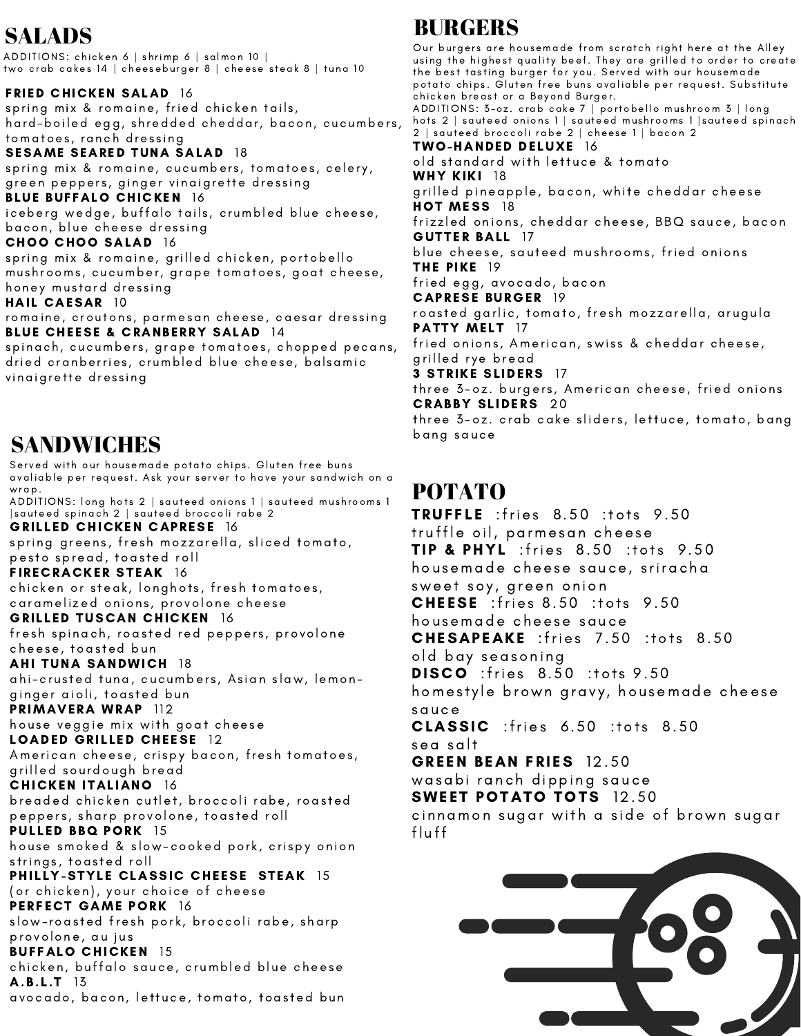## SALADS

ADDITIONS: chicken 6 | shrimp 6 | salmon 10 | two crab cakes 14 | cheeseburger 8 | cheese steak 8 | tuna 10

**FRIED CHICKEN SALAD** 16
spring mix & romaine, fried chicken tails, hard-boiled egg, shredded cheddar, bacon, cucumbers, tomatoes, ranch dressing

**SESAME SEARED TUNA SALAD** 18
spring mix & romaine, cucumbers, tomatoes, celery, green peppers, ginger vinaigrette dressing

**BLUE BUFFALO CHICKEN** 16
iceberg wedge, buffalo tails, crumbled blue cheese, bacon, blue cheese dressing

**CHOO CHOO SALAD** 16
spring mix & romaine, grilled chicken, portobello mushrooms, cucumber, grape tomatoes, goat cheese, honey mustard dressing

**HAIL CAESAR** 10
romaine, croutons, parmesan cheese, caesar dressing

**BLUE CHEESE & CRANBERRY SALAD** 14
spinach, cucumbers, grape tomatoes, chopped pecans, dried cranberries, crumbled blue cheese, balsamic vinaigrette dressing

## SANDWICHES

Served with our housemade potato chips. Gluten free buns avaliable per request. Ask your server to have your sandwich on a wrap.
ADDITIONS: long hots 2 | sauteed onions 1 | sauteed mushrooms 1 |sauteed spinach 2 | sauteed broccoli rabe 2

**GRILLED CHICKEN CAPRESE** 16
spring greens, fresh mozzarella, sliced tomato, pesto spread, toasted roll

**FIRECRACKER STEAK** 16
chicken or steak, longhots, fresh tomatoes, caramelized onions, provolone cheese

**GRILLED TUSCAN CHICKEN** 16
fresh spinach, roasted red peppers, provolone cheese, toasted bun

**AHI TUNA SANDWICH** 18
ahi-crusted tuna, cucumbers, Asian slaw, lemon-ginger aioli, toasted bun

**PRIMAVERA WRAP** 112
house veggie mix with goat cheese

**LOADED GRILLED CHEESE** 12
American cheese, crispy bacon, fresh tomatoes, grilled sourdough bread

**CHICKEN ITALIANO** 16
breaded chicken cutlet, broccoli rabe, roasted peppers, sharp provolone, toasted roll

**PULLED BBQ PORK** 15
house smoked & slow-cooked pork, crispy onion strings, toasted roll

**PHILLY-STYLE CLASSIC CHEESE STEAK** 15
(or chicken), your choice of cheese

**PERFECT GAME PORK** 16
slow-roasted fresh pork, broccoli rabe, sharp provolone, au jus

**BUFFALO CHICKEN** 15
chicken, buffalo sauce, crumbled blue cheese

**A.B.L.T** 13
avocado, bacon, lettuce, tomato, toasted bun

## BURGERS

Our burgers are housemade from scratch right here at the Alley using the highest quality beef. They are grilled to order to create the best tasting burger for you. Served with our housemade potato chips. Gluten free buns avaliable per request. Substitute chicken breast or a Beyond Burger.
ADDITIONS: 3-oz. crab cake 7 | portobello mushroom 3 | long hots 2 | sauteed onions 1 | sauteed mushrooms 1 |sauteed spinach 2 | sauteed broccoli rabe 2 | cheese 1 | bacon 2

**TWO-HANDED DELUXE** 16
old standard with lettuce & tomato

**WHY KIKI** 18
grilled pineapple, bacon, white cheddar cheese

**HOT MESS** 18
frizzled onions, cheddar cheese, BBQ sauce, bacon

**GUTTER BALL** 17
blue cheese, sauteed mushrooms, fried onions

**THE PIKE** 19
fried egg, avocado, bacon

**CAPRESE BURGER** 19
roasted garlic, tomato, fresh mozzarella, arugula

**PATTY MELT** 17
fried onions, American, swiss & cheddar cheese, grilled rye bread

**3 STRIKE SLIDERS** 17
three 3-oz. burgers, American cheese, fried onions

**CRABBY SLIDERS** 20
three 3-oz. crab cake sliders, lettuce, tomato, bang bang sauce

## POTATO

**TRUFFLE** :fries 8.50 :tots 9.50
truffle oil, parmesan cheese

**TIP & PHYL** :fries 8.50 :tots 9.50
housemade cheese sauce, sriracha sweet soy, green onion

**CHEESE** :fries 8.50 :tots 9.50
housemade cheese sauce

**CHESAPEAKE** :fries 7.50 :tots 8.50
old bay seasoning

**DISCO** :fries 8.50 :tots 9.50
homestyle brown gravy, housemade cheese sauce

**CLASSIC** :fries 6.50 :tots 8.50
sea salt

**GREEN BEAN FRIES** 12.50
wasabi ranch dipping sauce

**SWEET POTATO TOTS** 12.50
cinnamon sugar with a side of brown sugar fluff